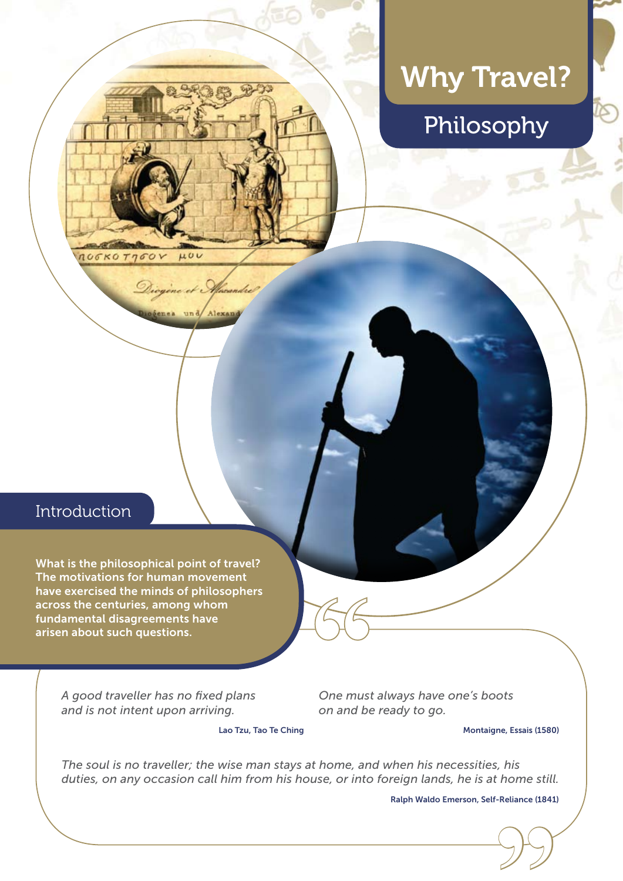# Why Travel?

## Philosophy

### Introduction

**What is the philosophical point of travel? The motivations for human movement have exercised the minds of philosophers across the centuries, among whom fundamental disagreements have arisen about such questions.**

*A good traveller has no fixed plans and is not intent upon arriving.*

Lao Tzu, Tao Te Ching

*One must always have one's boots on and be ready to go.*

Montaigne, Essais (1580)

*The soul is no traveller; the wise man stays at home, and when his necessities, his duties, on any occasion call him from his house, or into foreign lands, he is at home still.*

Ralph Waldo Emerson, Self-Reliance (1841)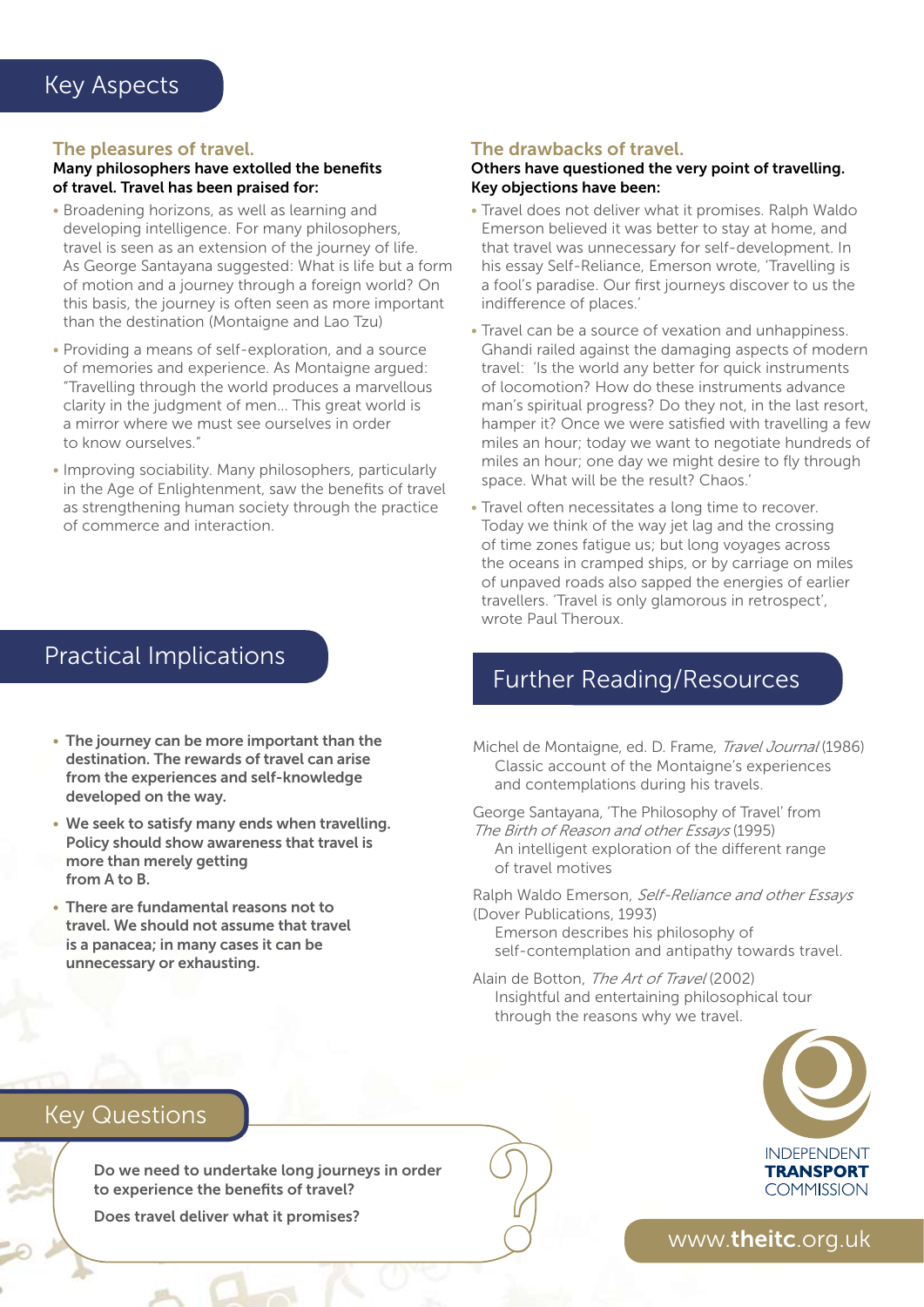## Key Aspects

### The pleasures of travel.

**Many philosophers have extolled the benefits of travel. Travel has been praised for:**

- Broadening horizons, as well as learning and developing intelligence. For many philosophers, travel is seen as an extension of the journey of life. As George Santayana suggested: What is life but a form of motion and a journey through a foreign world? On this basis, the journey is often seen as more important than the destination (Montaigne and Lao Tzu)
- Providing a means of self-exploration, and a source of memories and experience. As Montaigne argued: "Travelling through the world produces a marvellous clarity in the judgment of men... This great world is a mirror where we must see ourselves in order to know ourselves."
- Improving sociability. Many philosophers, particularly in the Age of Enlightenment, saw the benefits of travel as strengthening human society through the practice of commerce and interaction.

### The drawbacks of travel.

**Others have questioned the very point of travelling. Key objections have been:**

- Travel does not deliver what it promises. Ralph Waldo Emerson believed it was better to stay at home, and that travel was unnecessary for self-development. In his essay Self-Reliance, Emerson wrote, 'Travelling is a fool's paradise. Our first journeys discover to us the indifference of places.'
- Travel can be a source of vexation and unhappiness. Ghandi railed against the damaging aspects of modern travel: 'Is the world any better for quick instruments of locomotion? How do these instruments advance man's spiritual progress? Do they not, in the last resort, hamper it? Once we were satisfied with travelling a few miles an hour; today we want to negotiate hundreds of miles an hour; one day we might desire to fly through space. What will be the result? Chaos.'
- Travel often necessitates a long time to recover. Today we think of the way jet lag and the crossing of time zones fatigue us; but long voyages across the oceans in cramped ships, or by carriage on miles of unpaved roads also sapped the energies of earlier travellers. 'Travel is only glamorous in retrospect', wrote Paul Theroux.

## Practical Implications

- **The journey can be more important than the destination. The rewards of travel can arise from the experiences and self-knowledge developed on the way.**
- **We seek to satisfy many ends when travelling. Policy should show awareness that travel is more than merely getting from A to B.**
- **There are fundamental reasons not to travel. We should not assume that travel is a panacea; in many cases it can be unnecessary or exhausting.**

## Further Reading/Resources

Michel de Montaigne, ed. D. Frame, *Travel Journal* (1986)
Classic account of the Montaigne's experiences and contemplations during his travels.

George Santayana, 'The Philosophy of Travel' from *The Birth of Reason and other Essays* (1995)
An intelligent exploration of the different range of travel motives

Ralph Waldo Emerson, *Self-Reliance and other Essays* (Dover Publications, 1993)
Emerson describes his philosophy of self-contemplation and antipathy towards travel.

Alain de Botton, *The Art of Travel* (2002)
Insightful and entertaining philosophical tour through the reasons why we travel.

## Key Questions

**Do we need to undertake long journeys in order to experience the benefits of travel?**

**Does travel deliver what it promises?**

INDEPENDENT **TRANSPORT** COMMISSION

www.**theitc**.org.uk